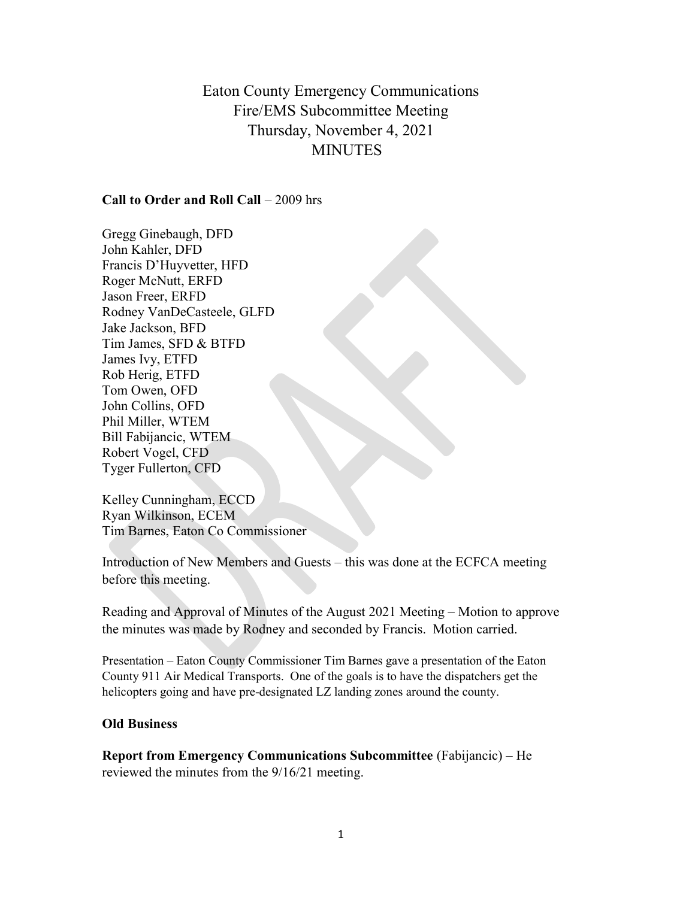# Eaton County Emergency Communications
# Fire/EMS Subcommittee Meeting
# Thursday, November 4, 2021
# MINUTES

**Call to Order and Roll Call** – 2009 hrs

Gregg Ginebaugh, DFD
John Kahler, DFD
Francis D'Huyvetter, HFD
Roger McNutt, ERFD
Jason Freer, ERFD
Rodney VanDeCasteele, GLFD
Jake Jackson, BFD
Tim James, SFD & BTFD
James Ivy, ETFD
Rob Herig, ETFD
Tom Owen, OFD
John Collins, OFD
Phil Miller, WTEM
Bill Fabijancic, WTEM
Robert Vogel, CFD
Tyger Fullerton, CFD

Kelley Cunningham, ECCD
Ryan Wilkinson, ECEM
Tim Barnes, Eaton Co Commissioner

Introduction of New Members and Guests – this was done at the ECFCA meeting before this meeting.

Reading and Approval of Minutes of the August 2021 Meeting – Motion to approve the minutes was made by Rodney and seconded by Francis. Motion carried.

Presentation – Eaton County Commissioner Tim Barnes gave a presentation of the Eaton County 911 Air Medical Transports. One of the goals is to have the dispatchers get the helicopters going and have pre-designated LZ landing zones around the county.

**Old Business**

**Report from Emergency Communications Subcommittee** (Fabijancic) – He reviewed the minutes from the 9/16/21 meeting.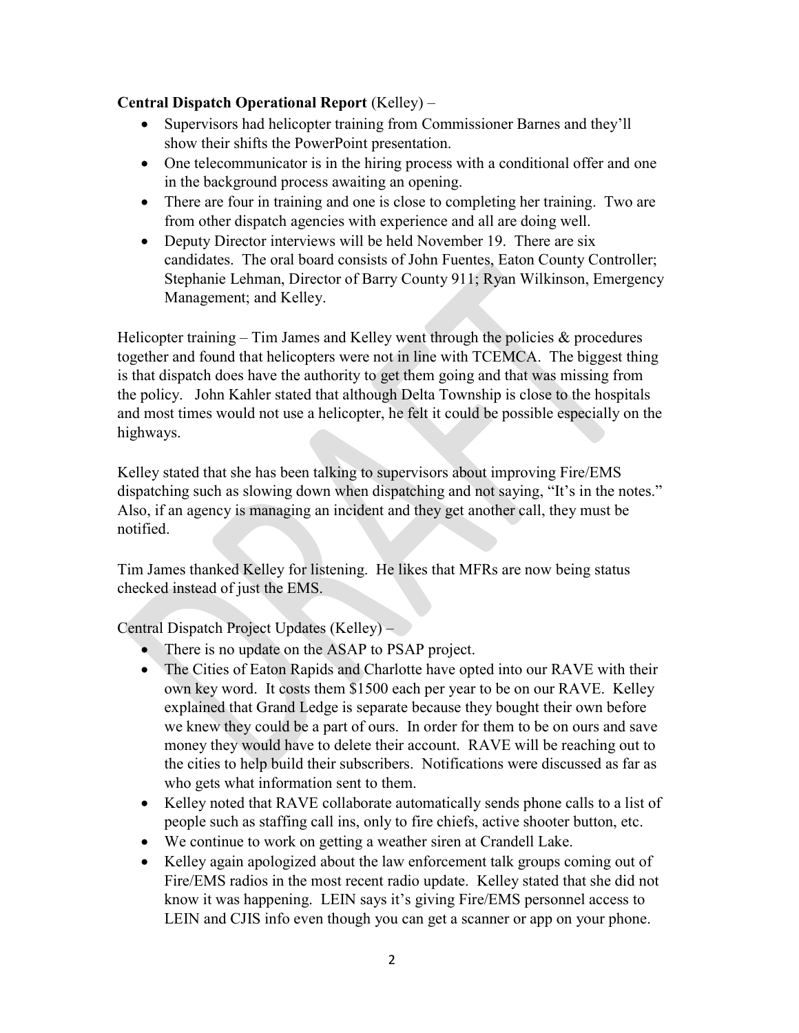**Central Dispatch Operational Report** (Kelley) –

- Supervisors had helicopter training from Commissioner Barnes and they'll show their shifts the PowerPoint presentation.
- One telecommunicator is in the hiring process with a conditional offer and one in the background process awaiting an opening.
- There are four in training and one is close to completing her training. Two are from other dispatch agencies with experience and all are doing well.
- Deputy Director interviews will be held November 19. There are six candidates. The oral board consists of John Fuentes, Eaton County Controller; Stephanie Lehman, Director of Barry County 911; Ryan Wilkinson, Emergency Management; and Kelley.

Helicopter training – Tim James and Kelley went through the policies & procedures together and found that helicopters were not in line with TCEMCA. The biggest thing is that dispatch does have the authority to get them going and that was missing from the policy. John Kahler stated that although Delta Township is close to the hospitals and most times would not use a helicopter, he felt it could be possible especially on the highways.

Kelley stated that she has been talking to supervisors about improving Fire/EMS dispatching such as slowing down when dispatching and not saying, "It's in the notes." Also, if an agency is managing an incident and they get another call, they must be notified.

Tim James thanked Kelley for listening. He likes that MFRs are now being status checked instead of just the EMS.

Central Dispatch Project Updates (Kelley) –

- There is no update on the ASAP to PSAP project.
- The Cities of Eaton Rapids and Charlotte have opted into our RAVE with their own key word. It costs them $1500 each per year to be on our RAVE. Kelley explained that Grand Ledge is separate because they bought their own before we knew they could be a part of ours. In order for them to be on ours and save money they would have to delete their account. RAVE will be reaching out to the cities to help build their subscribers. Notifications were discussed as far as who gets what information sent to them.
- Kelley noted that RAVE collaborate automatically sends phone calls to a list of people such as staffing call ins, only to fire chiefs, active shooter button, etc.
- We continue to work on getting a weather siren at Crandell Lake.
- Kelley again apologized about the law enforcement talk groups coming out of Fire/EMS radios in the most recent radio update. Kelley stated that she did not know it was happening. LEIN says it's giving Fire/EMS personnel access to LEIN and CJIS info even though you can get a scanner or app on your phone.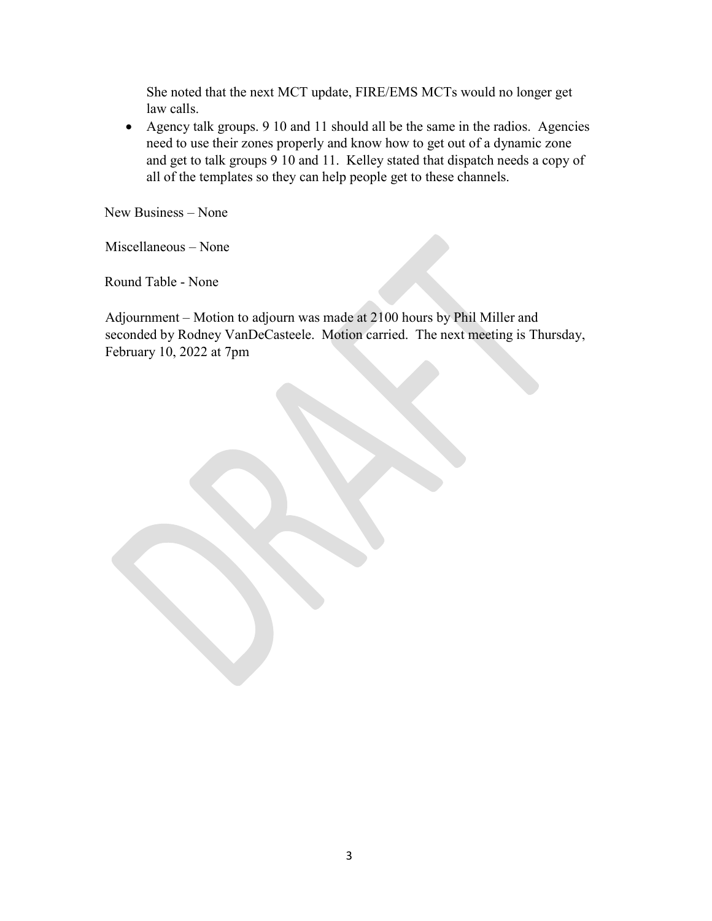She noted that the next MCT update, FIRE/EMS MCTs would no longer get law calls.

- Agency talk groups. 9 10 and 11 should all be the same in the radios. Agencies need to use their zones properly and know how to get out of a dynamic zone and get to talk groups 9 10 and 11. Kelley stated that dispatch needs a copy of all of the templates so they can help people get to these channels.

New Business – None

Miscellaneous – None

Round Table - None

Adjournment – Motion to adjourn was made at 2100 hours by Phil Miller and seconded by Rodney VanDeCasteele. Motion carried. The next meeting is Thursday, February 10, 2022 at 7pm